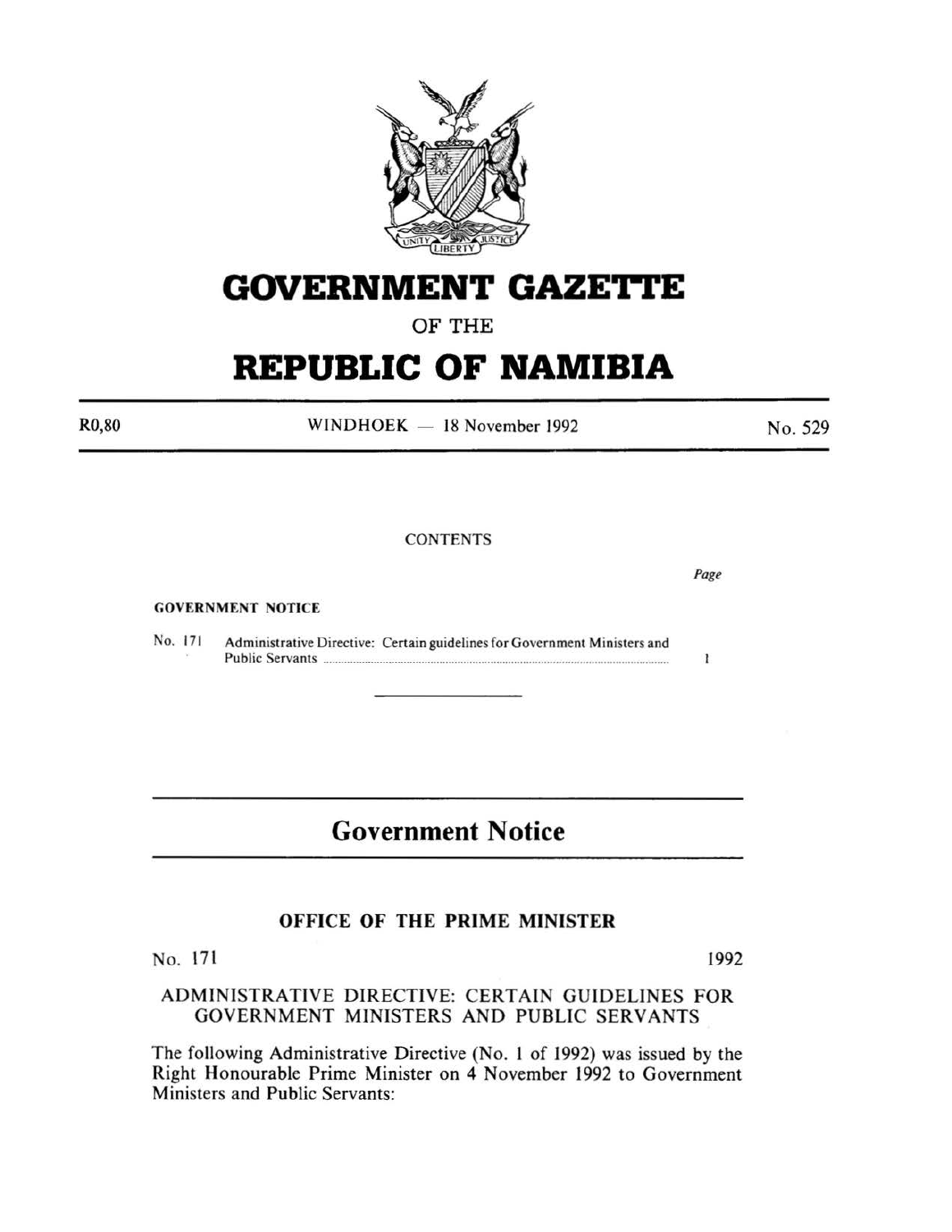# GOVERNMENT GAZETTE

OF THE

# REPUBLIC OF NAMIBIA

R0,80 | WINDHOEK — 18 November 1992 | No. 529

CONTENTS

*Page*

**GOVERNMENT NOTICE**

No. 171 Administrative Directive: Certain guidelines for Government Ministers and Public Servants ..................................................... 1

## Government Notice

### OFFICE OF THE PRIME MINISTER

No. 171 1992

ADMINISTRATIVE DIRECTIVE: CERTAIN GUIDELINES FOR GOVERNMENT MINISTERS AND PUBLIC SERVANTS

The following Administrative Directive (No. 1 of 1992) was issued by the Right Honourable Prime Minister on 4 November 1992 to Government Ministers and Public Servants: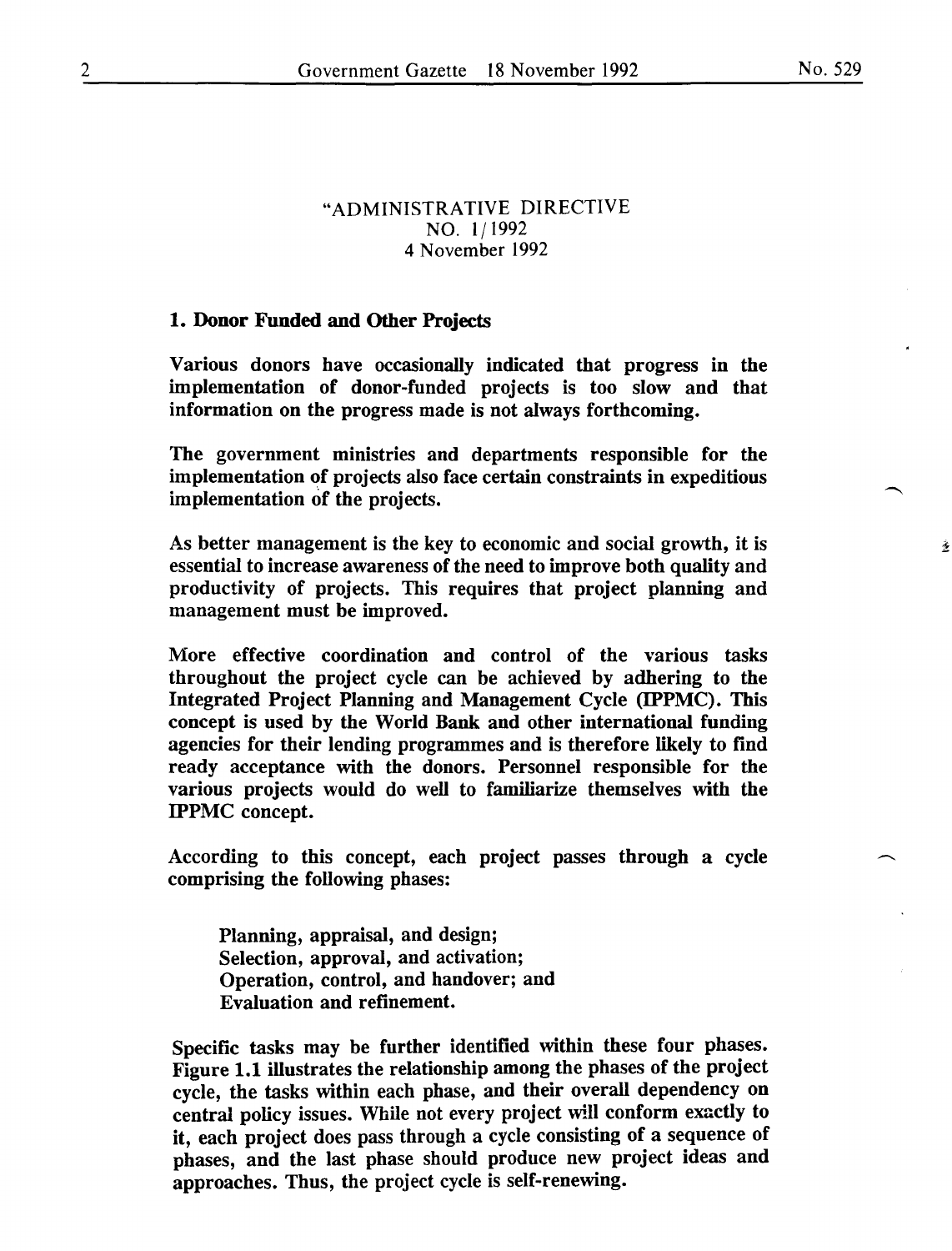"ADMINISTRATIVE DIRECTIVE
NO. 1/1992
4 November 1992

## 1. Donor Funded and Other Projects

Various donors have occasionally indicated that progress in the implementation of donor-funded projects is too slow and that information on the progress made is not always forthcoming.

The government ministries and departments responsible for the implementation of projects also face certain constraints in expeditious implementation of the projects.

As better management is the key to economic and social growth, it is essential to increase awareness of the need to improve both quality and productivity of projects. This requires that project planning and management must be improved.

More effective coordination and control of the various tasks throughout the project cycle can be achieved by adhering to the Integrated Project Planning and Management Cycle (IPPMC). This concept is used by the World Bank and other international funding agencies for their lending programmes and is therefore likely to find ready acceptance with the donors. Personnel responsible for the various projects would do well to familiarize themselves with the IPPMC concept.

According to this concept, each project passes through a cycle comprising the following phases:

> Planning, appraisal, and design;
> Selection, approval, and activation;
> Operation, control, and handover; and
> Evaluation and refinement.

Specific tasks may be further identified within these four phases. Figure 1.1 illustrates the relationship among the phases of the project cycle, the tasks within each phase, and their overall dependency on central policy issues. While not every project will conform exactly to it, each project does pass through a cycle consisting of a sequence of phases, and the last phase should produce new project ideas and approaches. Thus, the project cycle is self-renewing.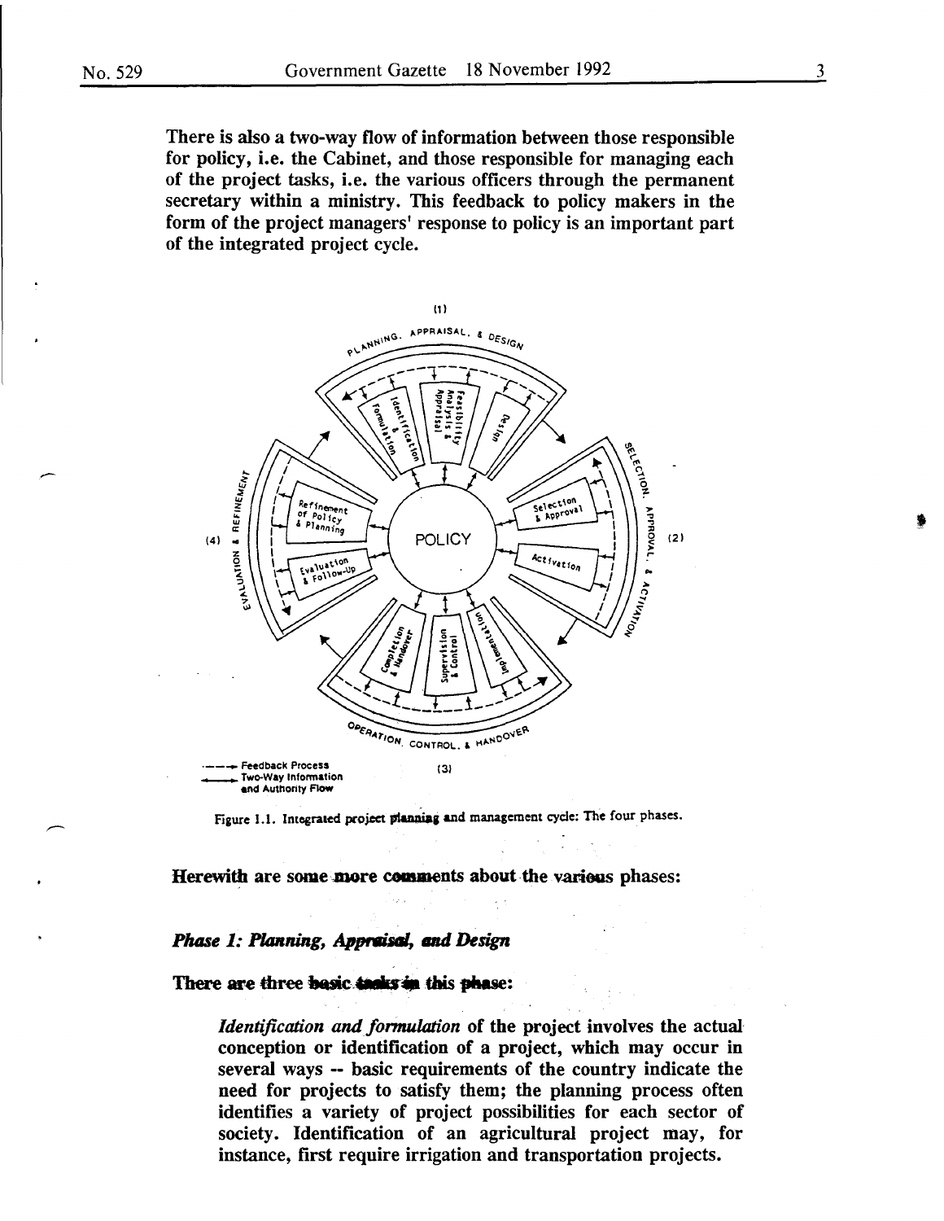There is also a two-way flow of information between those responsible for policy, i.e. the Cabinet, and those responsible for managing each of the project tasks, i.e. the various officers through the permanent secretary within a ministry. This feedback to policy makers in the form of the project managers' response to policy is an important part of the integrated project cycle.

Figure 1.1. Integrated project planning and management cycle: The four phases.

Herewith are some more comments about the various phases:

### *Phase 1: Planning, Appraisal, and Design*

There are three basic tasks in this phase:

> *Identification and formulation* of the project involves the actual conception or identification of a project, which may occur in several ways -- basic requirements of the country indicate the need for projects to satisfy them; the planning process often identifies a variety of project possibilities for each sector of society. Identification of an agricultural project may, for instance, first require irrigation and transportation projects.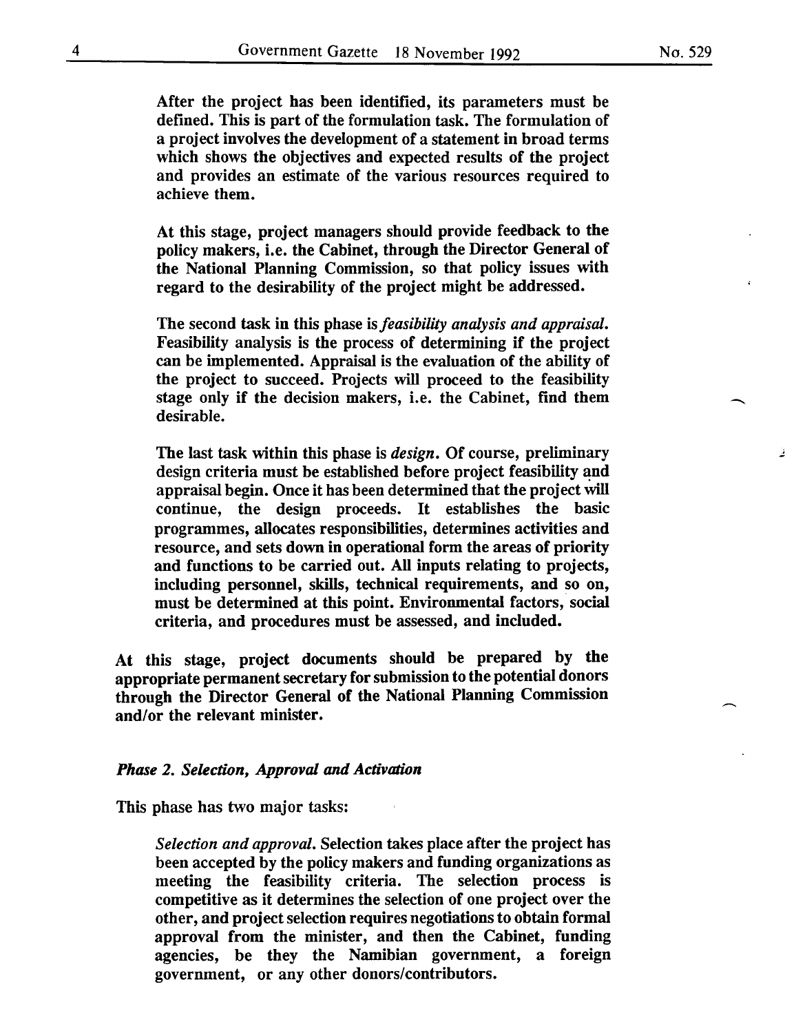After the project has been identified, its parameters must be defined. This is part of the formulation task. The formulation of a project involves the development of a statement in broad terms which shows the objectives and expected results of the project and provides an estimate of the various resources required to achieve them.

At this stage, project managers should provide feedback to the policy makers, i.e. the Cabinet, through the Director General of the National Planning Commission, so that policy issues with regard to the desirability of the project might be addressed.

The second task in this phase is *feasibility analysis and appraisal*. Feasibility analysis is the process of determining if the project can be implemented. Appraisal is the evaluation of the ability of the project to succeed. Projects will proceed to the feasibility stage only if the decision makers, i.e. the Cabinet, find them desirable.

The last task within this phase is *design*. Of course, preliminary design criteria must be established before project feasibility and appraisal begin. Once it has been determined that the project will continue, the design proceeds. It establishes the basic programmes, allocates responsibilities, determines activities and resource, and sets down in operational form the areas of priority and functions to be carried out. All inputs relating to projects, including personnel, skills, technical requirements, and so on, must be determined at this point. Environmental factors, social criteria, and procedures must be assessed, and included.

At this stage, project documents should be prepared by the appropriate permanent secretary for submission to the potential donors through the Director General of the National Planning Commission and/or the relevant minister.

***Phase 2. Selection, Approval and Activation***

This phase has two major tasks:

*Selection and approval.* Selection takes place after the project has been accepted by the policy makers and funding organizations as meeting the feasibility criteria. The selection process is competitive as it determines the selection of one project over the other, and project selection requires negotiations to obtain formal approval from the minister, and then the Cabinet, funding agencies, be they the Namibian government, a foreign government, or any other donors/contributors.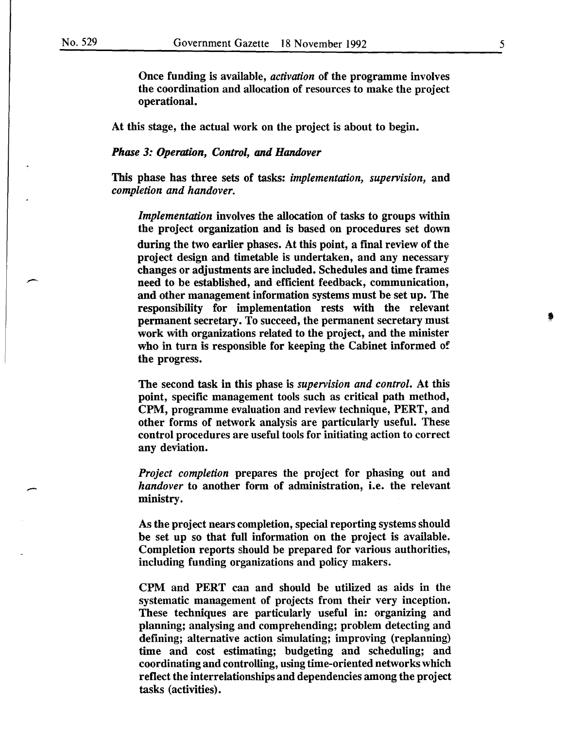Once funding is available, *activation* of the programme involves the coordination and allocation of resources to make the project operational.

At this stage, the actual work on the project is about to begin.

***Phase 3: Operation, Control, and Handover***

This phase has three sets of tasks: *implementation, supervision,* and *completion and handover.*

*Implementation* involves the allocation of tasks to groups within the project organization and is based on procedures set down during the two earlier phases. At this point, a final review of the project design and timetable is undertaken, and any necessary changes or adjustments are included. Schedules and time frames need to be established, and efficient feedback, communication, and other management information systems must be set up. The responsibility for implementation rests with the relevant permanent secretary. To succeed, the permanent secretary must work with organizations related to the project, and the minister who in turn is responsible for keeping the Cabinet informed of the progress.

The second task in this phase is *supervision and control.* At this point, specific management tools such as critical path method, CPM, programme evaluation and review technique, PERT, and other forms of network analysis are particularly useful. These control procedures are useful tools for initiating action to correct any deviation.

*Project completion* prepares the project for phasing out and *handover* to another form of administration, i.e. the relevant ministry.

As the project nears completion, special reporting systems should be set up so that full information on the project is available. Completion reports should be prepared for various authorities, including funding organizations and policy makers.

CPM and PERT can and should be utilized as aids in the systematic management of projects from their very inception. These techniques are particularly useful in: organizing and planning; analysing and comprehending; problem detecting and defining; alternative action simulating; improving (replanning) time and cost estimating; budgeting and scheduling; and coordinating and controlling, using time-oriented networks which reflect the interrelationships and dependencies among the project tasks (activities).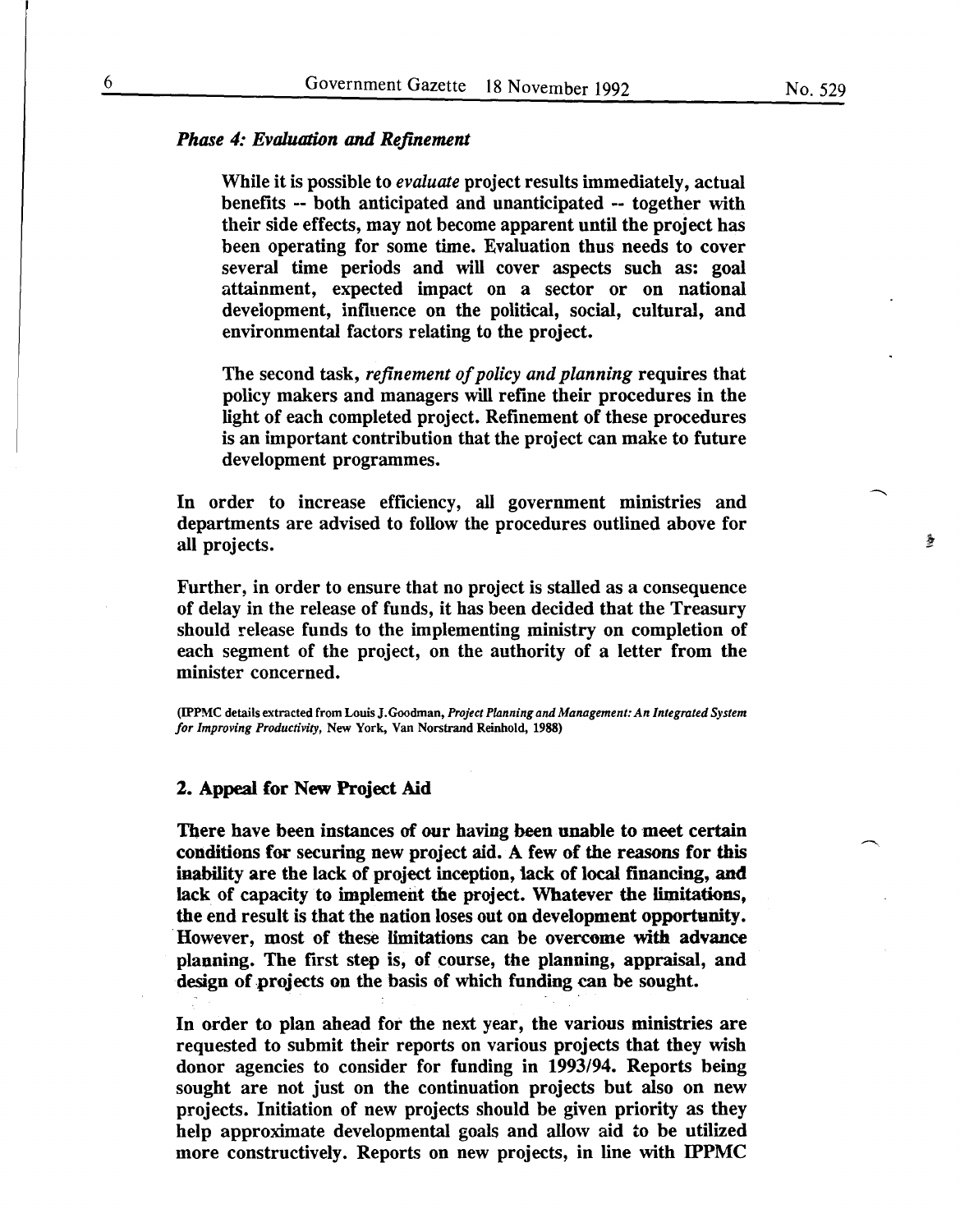### *Phase 4: Evaluation and Refinement*

While it is possible to *evaluate* project results immediately, actual benefits -- both anticipated and unanticipated -- together with their side effects, may not become apparent until the project has been operating for some time. Evaluation thus needs to cover several time periods and will cover aspects such as: goal attainment, expected impact on a sector or on national development, influence on the political, social, cultural, and environmental factors relating to the project.

The second task, *refinement of policy and planning* requires that policy makers and managers will refine their procedures in the light of each completed project. Refinement of these procedures is an important contribution that the project can make to future development programmes.

In order to increase efficiency, all government ministries and departments are advised to follow the procedures outlined above for all projects.

Further, in order to ensure that no project is stalled as a consequence of delay in the release of funds, it has been decided that the Treasury should release funds to the implementing ministry on completion of each segment of the project, on the authority of a letter from the minister concerned.

(IPPMC details extracted from Louis J. Goodman, *Project Planning and Management: An Integrated System for Improving Productivity*, New York, Van Norstrand Reinhold, 1988)

## 2. Appeal for New Project Aid

There have been instances of our having been unable to meet certain conditions for securing new project aid. A few of the reasons for this inability are the lack of project inception, lack of local financing, and lack of capacity to implement the project. Whatever the limitations, the end result is that the nation loses out on development opportunity. However, most of these limitations can be overcome with advance planning. The first step is, of course, the planning, appraisal, and design of projects on the basis of which funding can be sought.

In order to plan ahead for the next year, the various ministries are requested to submit their reports on various projects that they wish donor agencies to consider for funding in 1993/94. Reports being sought are not just on the continuation projects but also on new projects. Initiation of new projects should be given priority as they help approximate developmental goals and allow aid to be utilized more constructively. Reports on new projects, in line with IPPMC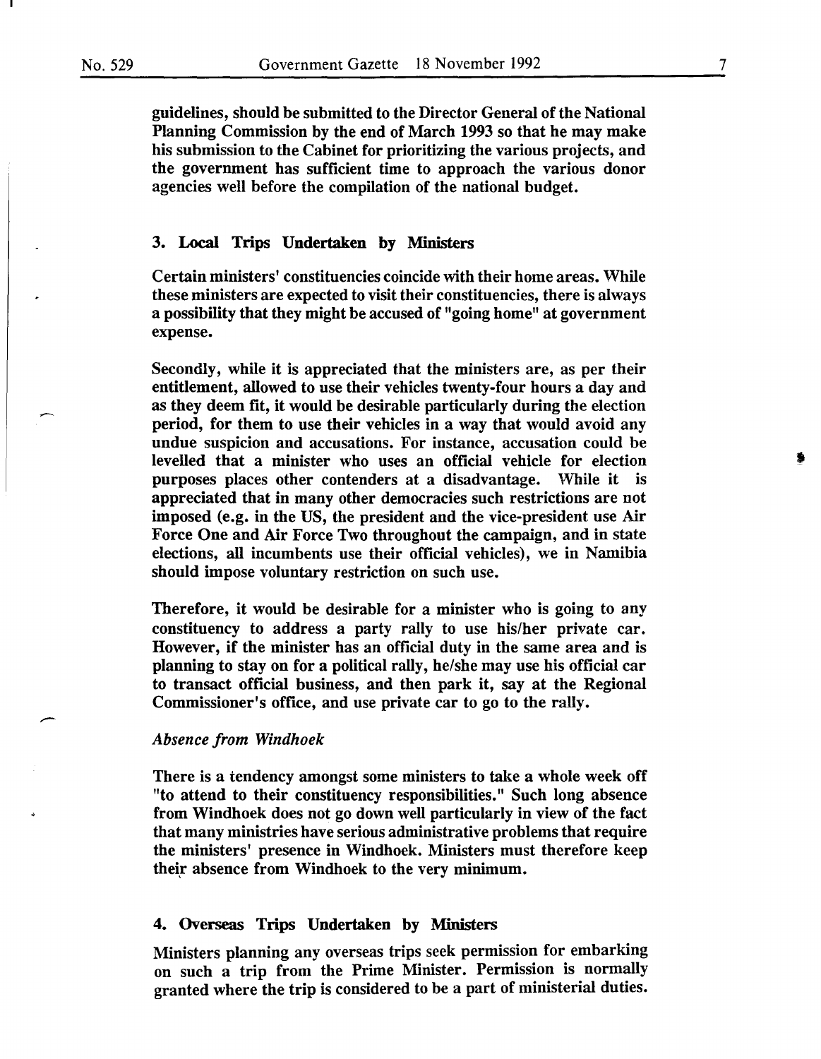guidelines, should be submitted to the Director General of the National Planning Commission by the end of March 1993 so that he may make his submission to the Cabinet for prioritizing the various projects, and the government has sufficient time to approach the various donor agencies well before the compilation of the national budget.

### 3. Local Trips Undertaken by Ministers

Certain ministers' constituencies coincide with their home areas. While these ministers are expected to visit their constituencies, there is always a possibility that they might be accused of "going home" at government expense.

Secondly, while it is appreciated that the ministers are, as per their entitlement, allowed to use their vehicles twenty-four hours a day and as they deem fit, it would be desirable particularly during the election period, for them to use their vehicles in a way that would avoid any undue suspicion and accusations. For instance, accusation could be levelled that a minister who uses an official vehicle for election purposes places other contenders at a disadvantage. While it is appreciated that in many other democracies such restrictions are not imposed (e.g. in the US, the president and the vice-president use Air Force One and Air Force Two throughout the campaign, and in state elections, all incumbents use their official vehicles), we in Namibia should impose voluntary restriction on such use.

Therefore, it would be desirable for a minister who is going to any constituency to address a party rally to use his/her private car. However, if the minister has an official duty in the same area and is planning to stay on for a political rally, he/she may use his official car to transact official business, and then park it, say at the Regional Commissioner's office, and use private car to go to the rally.

*Absence from Windhoek*

There is a tendency amongst some ministers to take a whole week off "to attend to their constituency responsibilities." Such long absence from Windhoek does not go down well particularly in view of the fact that many ministries have serious administrative problems that require the ministers' presence in Windhoek. Ministers must therefore keep their absence from Windhoek to the very minimum.

### 4. Overseas Trips Undertaken by Ministers

Ministers planning any overseas trips seek permission for embarking on such a trip from the Prime Minister. Permission is normally granted where the trip is considered to be a part of ministerial duties.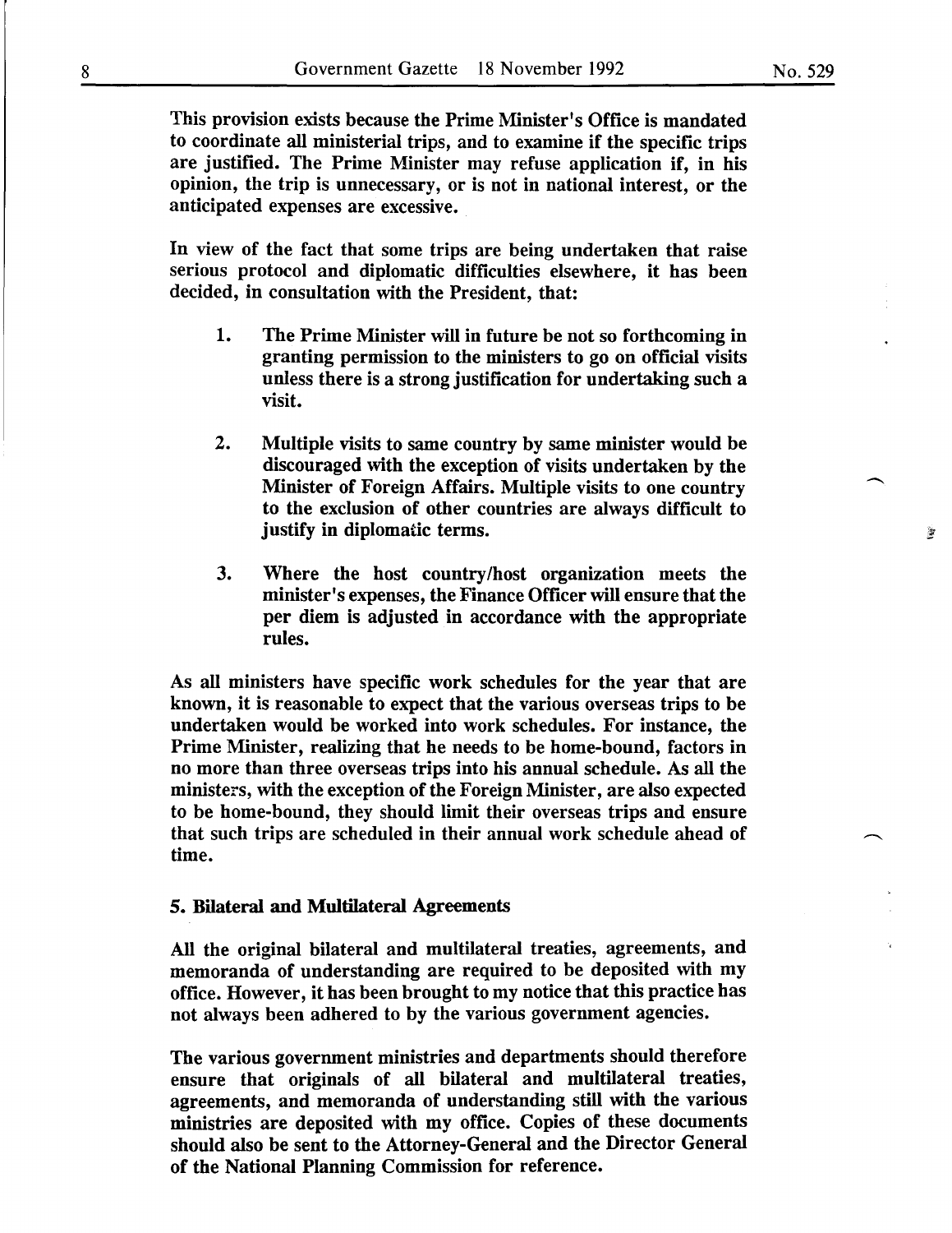This provision exists because the Prime Minister's Office is mandated to coordinate all ministerial trips, and to examine if the specific trips are justified. The Prime Minister may refuse application if, in his opinion, the trip is unnecessary, or is not in national interest, or the anticipated expenses are excessive.

In view of the fact that some trips are being undertaken that raise serious protocol and diplomatic difficulties elsewhere, it has been decided, in consultation with the President, that:

1. The Prime Minister will in future be not so forthcoming in granting permission to the ministers to go on official visits unless there is a strong justification for undertaking such a visit.

2. Multiple visits to same country by same minister would be discouraged with the exception of visits undertaken by the Minister of Foreign Affairs. Multiple visits to one country to the exclusion of other countries are always difficult to justify in diplomatic terms.

3. Where the host country/host organization meets the minister's expenses, the Finance Officer will ensure that the per diem is adjusted in accordance with the appropriate rules.

As all ministers have specific work schedules for the year that are known, it is reasonable to expect that the various overseas trips to be undertaken would be worked into work schedules. For instance, the Prime Minister, realizing that he needs to be home-bound, factors in no more than three overseas trips into his annual schedule. As all the ministers, with the exception of the Foreign Minister, are also expected to be home-bound, they should limit their overseas trips and ensure that such trips are scheduled in their annual work schedule ahead of time.

### 5. Bilateral and Multilateral Agreements

All the original bilateral and multilateral treaties, agreements, and memoranda of understanding are required to be deposited with my office. However, it has been brought to my notice that this practice has not always been adhered to by the various government agencies.

The various government ministries and departments should therefore ensure that originals of all bilateral and multilateral treaties, agreements, and memoranda of understanding still with the various ministries are deposited with my office. Copies of these documents should also be sent to the Attorney-General and the Director General of the National Planning Commission for reference.